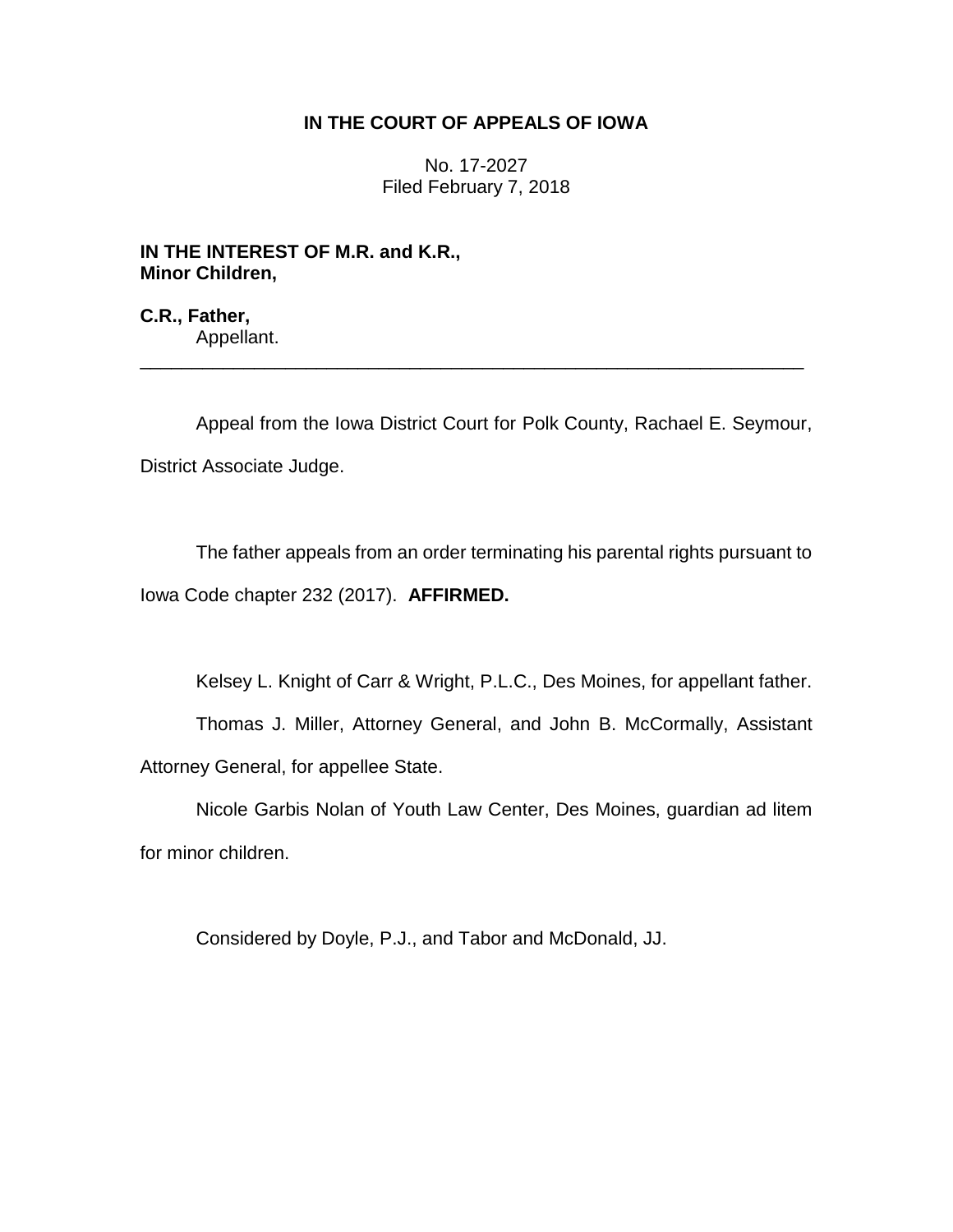**IN THE COURT OF APPEALS OF IOWA**

No. 17-2027
Filed February 7, 2018

**IN THE INTEREST OF M.R. and K.R., Minor Children,**

**C.R., Father,**
Appellant.

---

Appeal from the Iowa District Court for Polk County, Rachael E. Seymour, District Associate Judge.

The father appeals from an order terminating his parental rights pursuant to Iowa Code chapter 232 (2017). **AFFIRMED.**

Kelsey L. Knight of Carr & Wright, P.L.C., Des Moines, for appellant father.

Thomas J. Miller, Attorney General, and John B. McCormally, Assistant Attorney General, for appellee State.

Nicole Garbis Nolan of Youth Law Center, Des Moines, guardian ad litem for minor children.

Considered by Doyle, P.J., and Tabor and McDonald, JJ.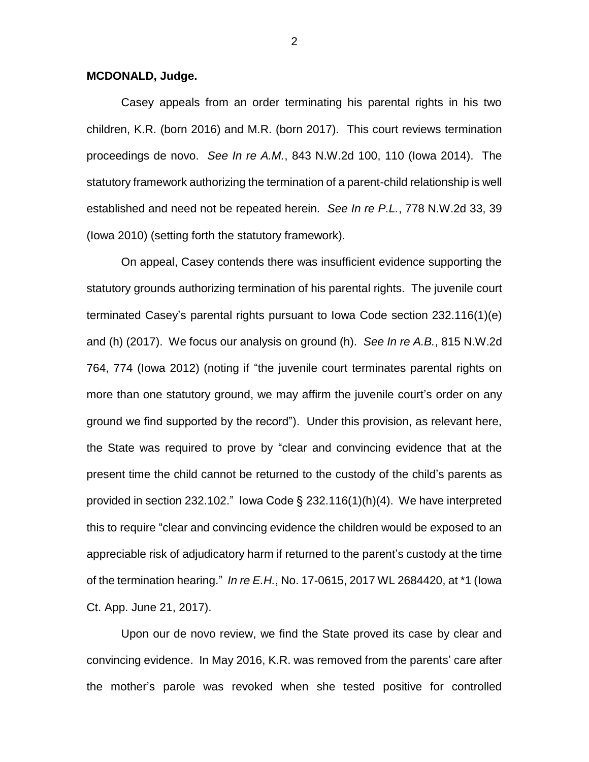**MCDONALD, Judge.**

Casey appeals from an order terminating his parental rights in his two children, K.R. (born 2016) and M.R. (born 2017). This court reviews termination proceedings de novo. *See In re A.M.*, 843 N.W.2d 100, 110 (Iowa 2014). The statutory framework authorizing the termination of a parent-child relationship is well established and need not be repeated herein. *See In re P.L.*, 778 N.W.2d 33, 39 (Iowa 2010) (setting forth the statutory framework).

On appeal, Casey contends there was insufficient evidence supporting the statutory grounds authorizing termination of his parental rights. The juvenile court terminated Casey's parental rights pursuant to Iowa Code section 232.116(1)(e) and (h) (2017). We focus our analysis on ground (h). *See In re A.B.*, 815 N.W.2d 764, 774 (Iowa 2012) (noting if "the juvenile court terminates parental rights on more than one statutory ground, we may affirm the juvenile court's order on any ground we find supported by the record"). Under this provision, as relevant here, the State was required to prove by "clear and convincing evidence that at the present time the child cannot be returned to the custody of the child's parents as provided in section 232.102." Iowa Code § 232.116(1)(h)(4). We have interpreted this to require "clear and convincing evidence the children would be exposed to an appreciable risk of adjudicatory harm if returned to the parent's custody at the time of the termination hearing." *In re E.H.*, No. 17-0615, 2017 WL 2684420, at *1 (Iowa Ct. App. June 21, 2017).

Upon our de novo review, we find the State proved its case by clear and convincing evidence. In May 2016, K.R. was removed from the parents' care after the mother's parole was revoked when she tested positive for controlled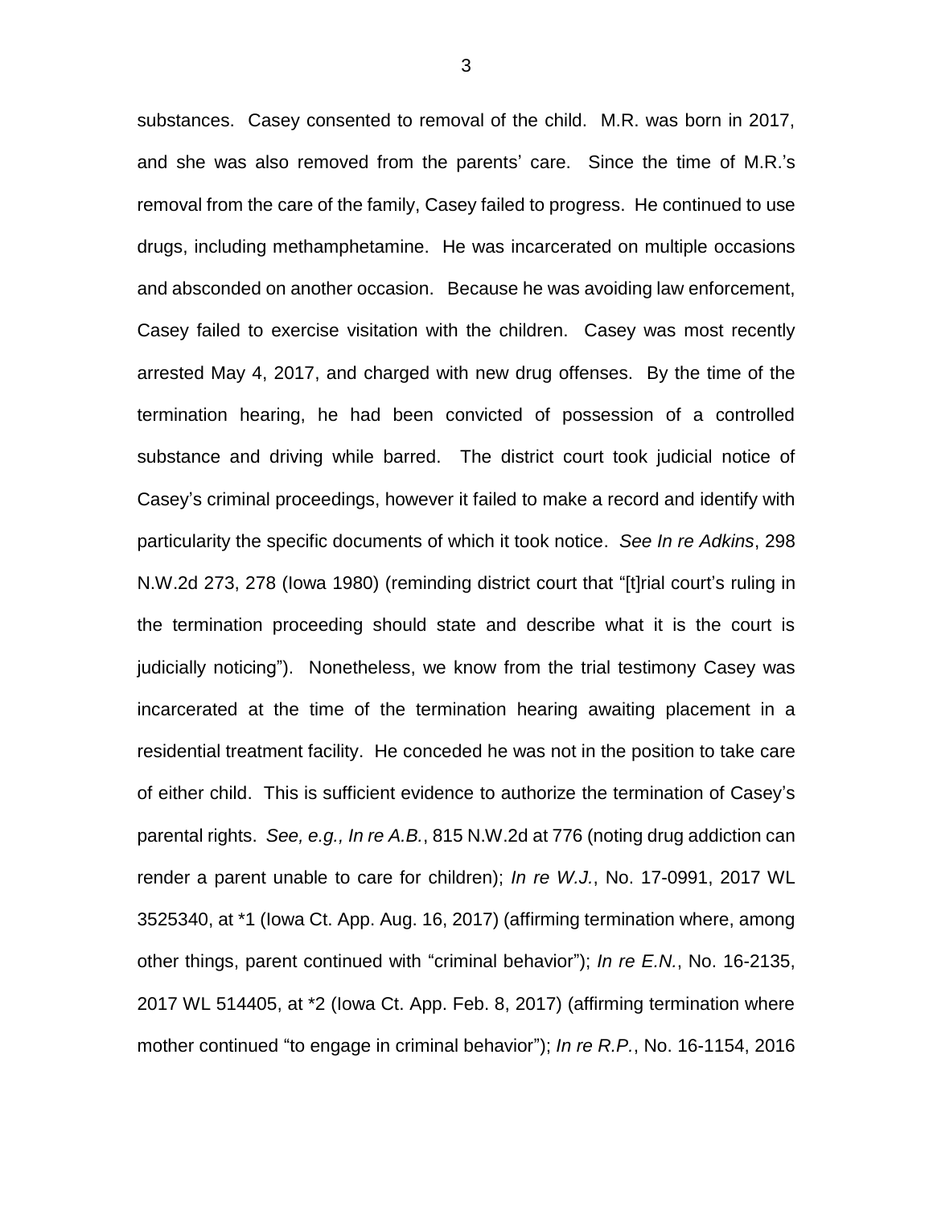substances. Casey consented to removal of the child. M.R. was born in 2017, and she was also removed from the parents' care. Since the time of M.R.'s removal from the care of the family, Casey failed to progress. He continued to use drugs, including methamphetamine. He was incarcerated on multiple occasions and absconded on another occasion. Because he was avoiding law enforcement, Casey failed to exercise visitation with the children. Casey was most recently arrested May 4, 2017, and charged with new drug offenses. By the time of the termination hearing, he had been convicted of possession of a controlled substance and driving while barred. The district court took judicial notice of Casey's criminal proceedings, however it failed to make a record and identify with particularity the specific documents of which it took notice. *See In re Adkins*, 298 N.W.2d 273, 278 (Iowa 1980) (reminding district court that "[t]rial court's ruling in the termination proceeding should state and describe what it is the court is judicially noticing"). Nonetheless, we know from the trial testimony Casey was incarcerated at the time of the termination hearing awaiting placement in a residential treatment facility. He conceded he was not in the position to take care of either child. This is sufficient evidence to authorize the termination of Casey's parental rights. *See, e.g., In re A.B.*, 815 N.W.2d at 776 (noting drug addiction can render a parent unable to care for children); *In re W.J.*, No. 17-0991, 2017 WL 3525340, at *1 (Iowa Ct. App. Aug. 16, 2017) (affirming termination where, among other things, parent continued with "criminal behavior"); *In re E.N.*, No. 16-2135, 2017 WL 514405, at *2 (Iowa Ct. App. Feb. 8, 2017) (affirming termination where mother continued "to engage in criminal behavior"); *In re R.P.*, No. 16-1154, 2016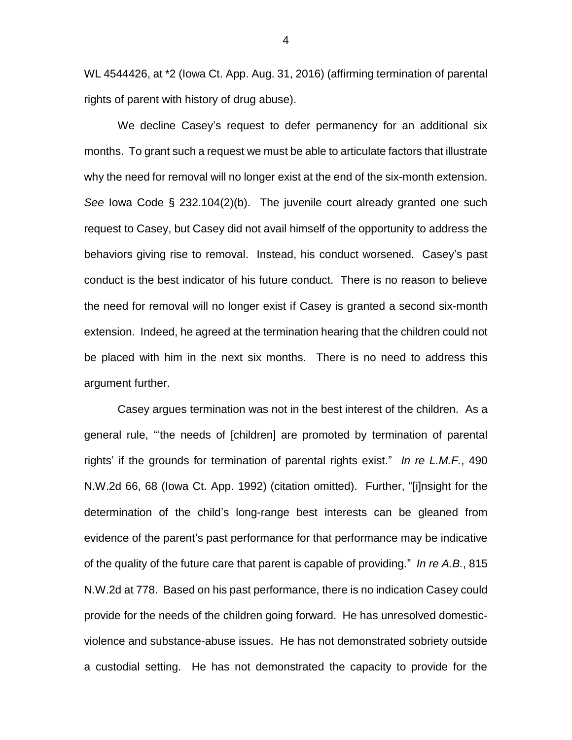WL 4544426, at *2 (Iowa Ct. App. Aug. 31, 2016) (affirming termination of parental rights of parent with history of drug abuse).

We decline Casey's request to defer permanency for an additional six months. To grant such a request we must be able to articulate factors that illustrate why the need for removal will no longer exist at the end of the six-month extension. *See* Iowa Code § 232.104(2)(b). The juvenile court already granted one such request to Casey, but Casey did not avail himself of the opportunity to address the behaviors giving rise to removal. Instead, his conduct worsened. Casey's past conduct is the best indicator of his future conduct. There is no reason to believe the need for removal will no longer exist if Casey is granted a second six-month extension. Indeed, he agreed at the termination hearing that the children could not be placed with him in the next six months. There is no need to address this argument further.

Casey argues termination was not in the best interest of the children. As a general rule, "'the needs of [children] are promoted by termination of parental rights' if the grounds for termination of parental rights exist." *In re L.M.F.*, 490 N.W.2d 66, 68 (Iowa Ct. App. 1992) (citation omitted). Further, "[i]nsight for the determination of the child's long-range best interests can be gleaned from evidence of the parent's past performance for that performance may be indicative of the quality of the future care that parent is capable of providing." *In re A.B.*, 815 N.W.2d at 778. Based on his past performance, there is no indication Casey could provide for the needs of the children going forward. He has unresolved domestic-violence and substance-abuse issues. He has not demonstrated sobriety outside a custodial setting. He has not demonstrated the capacity to provide for the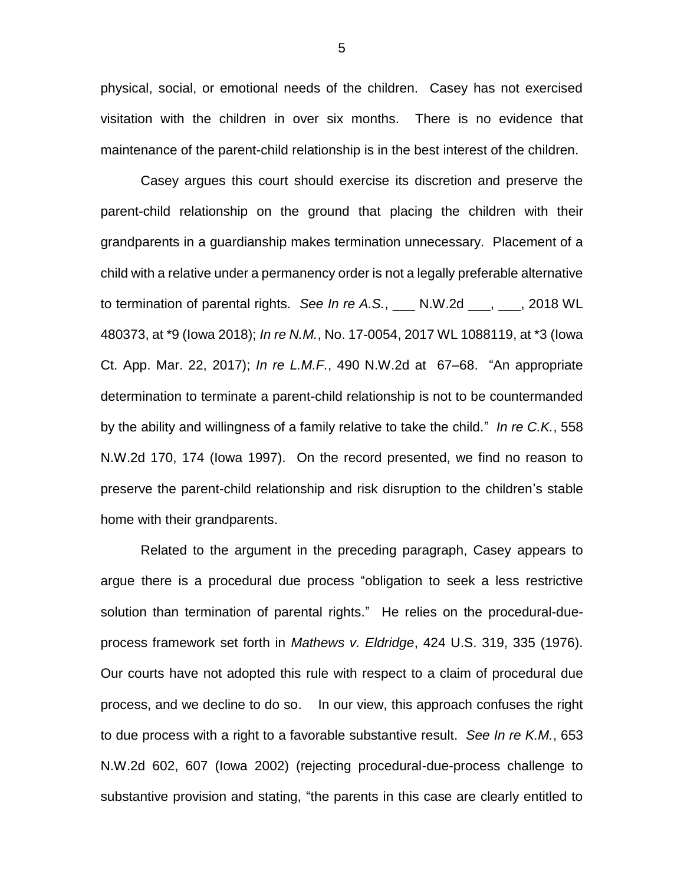physical, social, or emotional needs of the children. Casey has not exercised visitation with the children in over six months. There is no evidence that maintenance of the parent-child relationship is in the best interest of the children.

Casey argues this court should exercise its discretion and preserve the parent-child relationship on the ground that placing the children with their grandparents in a guardianship makes termination unnecessary. Placement of a child with a relative under a permanency order is not a legally preferable alternative to termination of parental rights. *See In re A.S.*, ___ N.W.2d ___, ___, 2018 WL 480373, at *9 (Iowa 2018); *In re N.M.*, No. 17-0054, 2017 WL 1088119, at *3 (Iowa Ct. App. Mar. 22, 2017); *In re L.M.F.*, 490 N.W.2d at 67–68. "An appropriate determination to terminate a parent-child relationship is not to be countermanded by the ability and willingness of a family relative to take the child." *In re C.K.*, 558 N.W.2d 170, 174 (Iowa 1997). On the record presented, we find no reason to preserve the parent-child relationship and risk disruption to the children's stable home with their grandparents.

Related to the argument in the preceding paragraph, Casey appears to argue there is a procedural due process "obligation to seek a less restrictive solution than termination of parental rights." He relies on the procedural-due-process framework set forth in *Mathews v. Eldridge*, 424 U.S. 319, 335 (1976). Our courts have not adopted this rule with respect to a claim of procedural due process, and we decline to do so. In our view, this approach confuses the right to due process with a right to a favorable substantive result. *See In re K.M.*, 653 N.W.2d 602, 607 (Iowa 2002) (rejecting procedural-due-process challenge to substantive provision and stating, "the parents in this case are clearly entitled to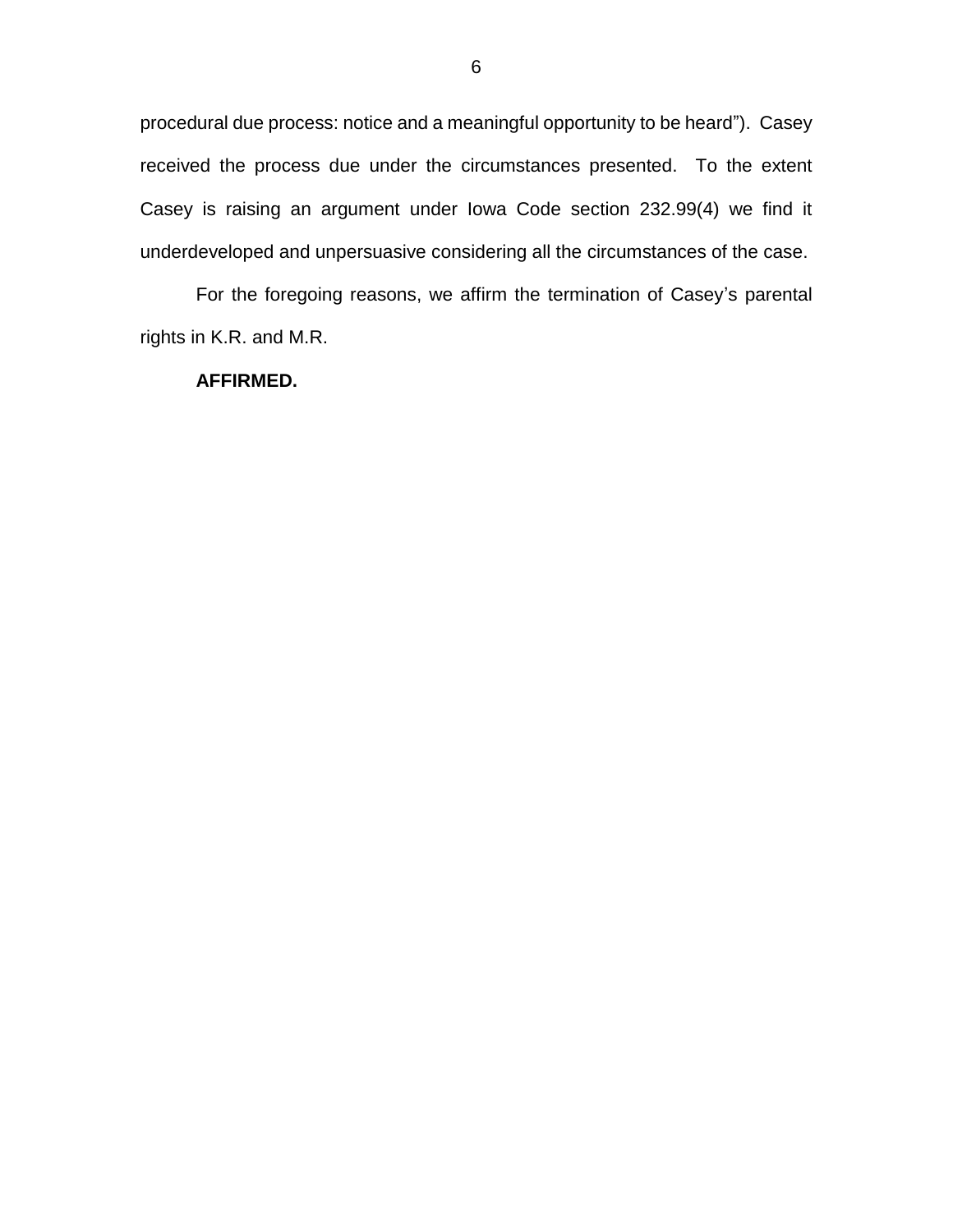procedural due process: notice and a meaningful opportunity to be heard"). Casey received the process due under the circumstances presented. To the extent Casey is raising an argument under Iowa Code section 232.99(4) we find it underdeveloped and unpersuasive considering all the circumstances of the case.

For the foregoing reasons, we affirm the termination of Casey's parental rights in K.R. and M.R.

**AFFIRMED.**